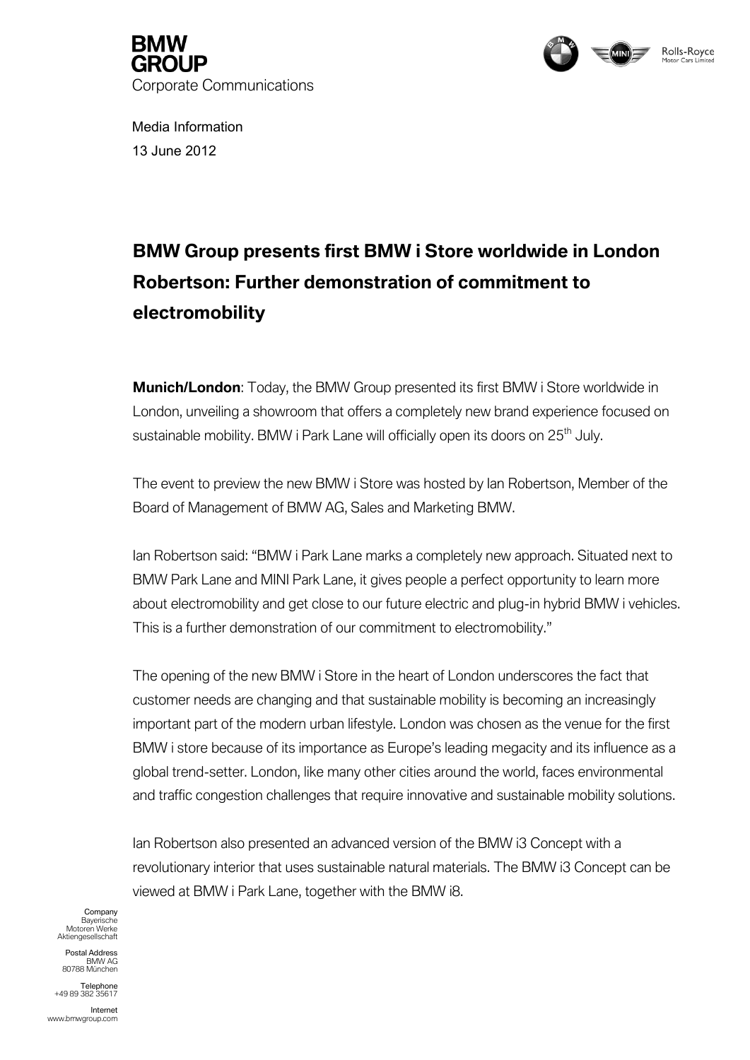**BMW GROUP**
Corporate Communications

Media Information
13 June 2012

# BMW Group presents first BMW i Store worldwide in London Robertson: Further demonstration of commitment to electromobility

**Munich/London**: Today, the BMW Group presented its first BMW i Store worldwide in London, unveiling a showroom that offers a completely new brand experience focused on sustainable mobility. BMW i Park Lane will officially open its doors on 25th July.

The event to preview the new BMW i Store was hosted by Ian Robertson, Member of the Board of Management of BMW AG, Sales and Marketing BMW.

Ian Robertson said: "BMW i Park Lane marks a completely new approach. Situated next to BMW Park Lane and MINI Park Lane, it gives people a perfect opportunity to learn more about electromobility and get close to our future electric and plug-in hybrid BMW i vehicles. This is a further demonstration of our commitment to electromobility."

The opening of the new BMW i Store in the heart of London underscores the fact that customer needs are changing and that sustainable mobility is becoming an increasingly important part of the modern urban lifestyle. London was chosen as the venue for the first BMW i store because of its importance as Europe's leading megacity and its influence as a global trend-setter. London, like many other cities around the world, faces environmental and traffic congestion challenges that require innovative and sustainable mobility solutions.

Ian Robertson also presented an advanced version of the BMW i3 Concept with a revolutionary interior that uses sustainable natural materials. The BMW i3 Concept can be viewed at BMW i Park Lane, together with the BMW i8.

Company
Bayerische Motoren Werke Aktiengesellschaft

Postal Address
BMW AG
80788 München

Telephone
+49 89 382 35617

Internet
www.bmwgroup.com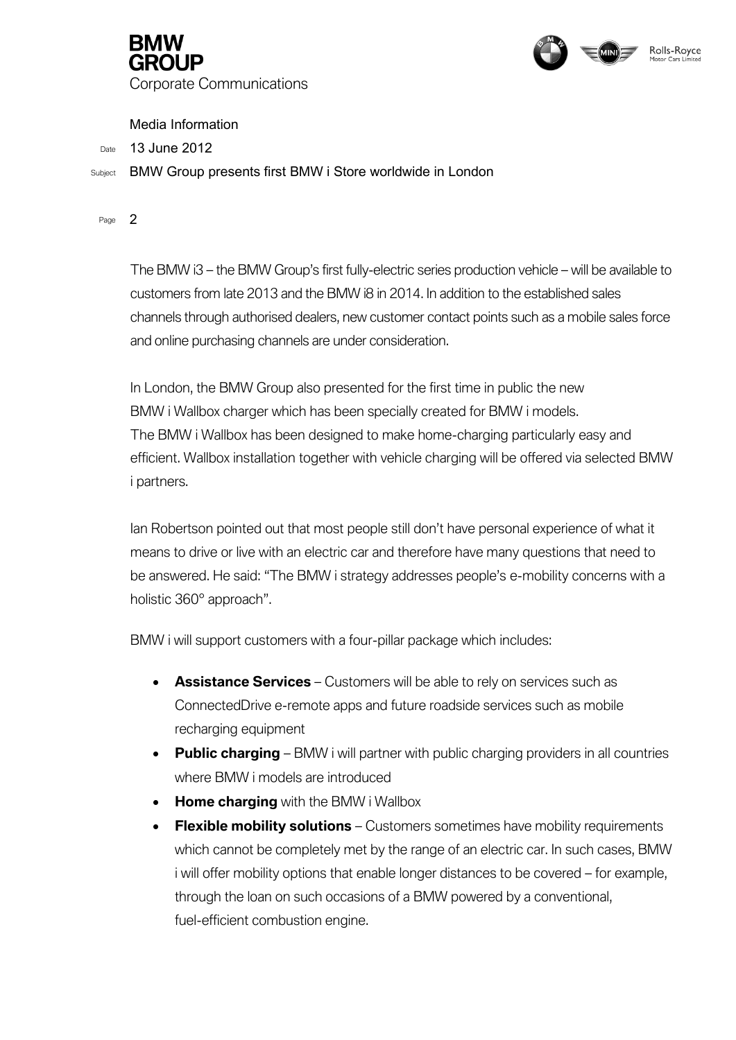The BMW i3 – the BMW Group's first fully-electric series production vehicle – will be available to customers from late 2013 and the BMW i8 in 2014. In addition to the established sales channels through authorised dealers, new customer contact points such as a mobile sales force and online purchasing channels are under consideration.

In London, the BMW Group also presented for the first time in public the new BMW i Wallbox charger which has been specially created for BMW i models. The BMW i Wallbox has been designed to make home-charging particularly easy and efficient. Wallbox installation together with vehicle charging will be offered via selected BMW i partners.

Ian Robertson pointed out that most people still don't have personal experience of what it means to drive or live with an electric car and therefore have many questions that need to be answered. He said: "The BMW i strategy addresses people's e-mobility concerns with a holistic 360° approach".

BMW i will support customers with a four-pillar package which includes:

- **Assistance Services** – Customers will be able to rely on services such as ConnectedDrive e-remote apps and future roadside services such as mobile recharging equipment
- **Public charging** – BMW i will partner with public charging providers in all countries where BMW i models are introduced
- **Home charging** with the BMW i Wallbox
- **Flexible mobility solutions** – Customers sometimes have mobility requirements which cannot be completely met by the range of an electric car. In such cases, BMW i will offer mobility options that enable longer distances to be covered – for example, through the loan on such occasions of a BMW powered by a conventional, fuel-efficient combustion engine.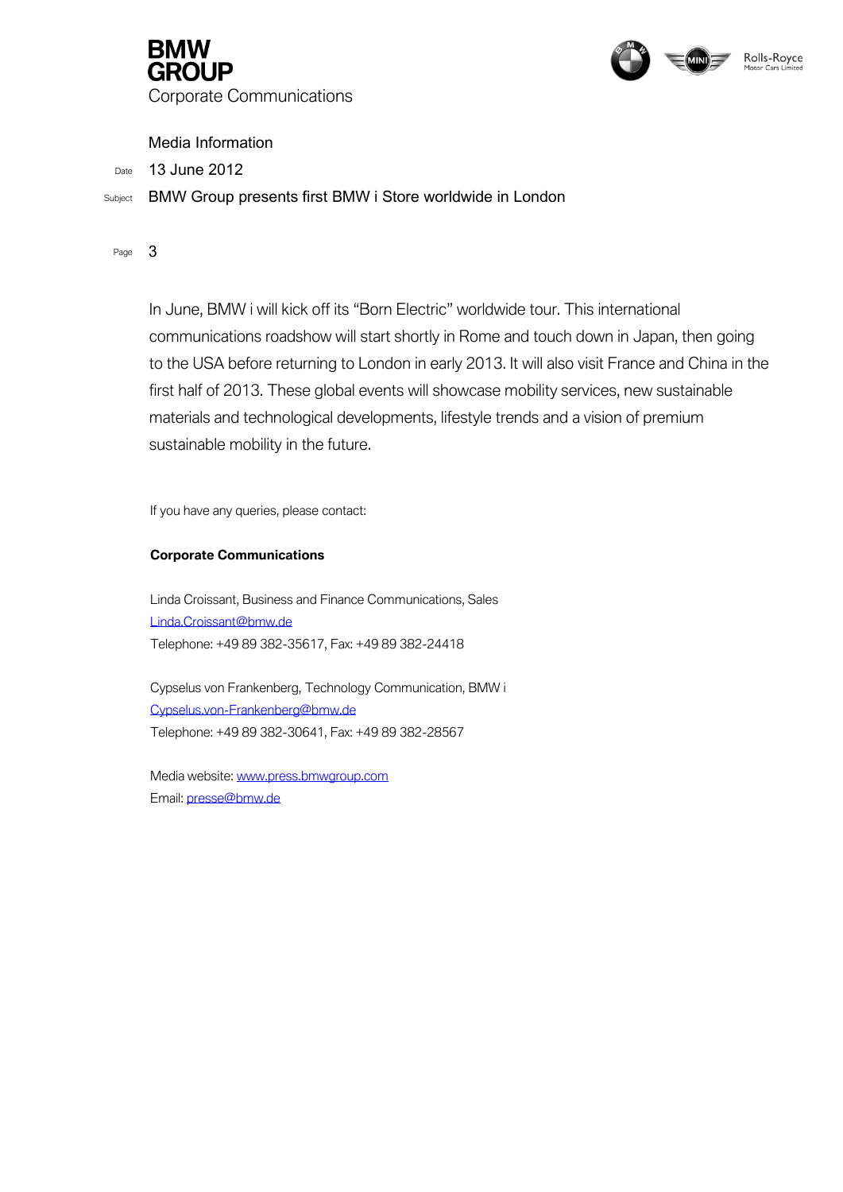In June, BMW i will kick off its "Born Electric" worldwide tour. This international communications roadshow will start shortly in Rome and touch down in Japan, then going to the USA before returning to London in early 2013. It will also visit France and China in the first half of 2013. These global events will showcase mobility services, new sustainable materials and technological developments, lifestyle trends and a vision of premium sustainable mobility in the future.

If you have any queries, please contact:

**Corporate Communications**

Linda Croissant, Business and Finance Communications, Sales
Linda.Croissant@bmw.de
Telephone: +49 89 382-35617, Fax: +49 89 382-24418

Cypselus von Frankenberg, Technology Communication, BMW i
Cypselus.von-Frankenberg@bmw.de
Telephone: +49 89 382-30641, Fax: +49 89 382-28567

Media website: www.press.bmwgroup.com
Email: presse@bmw.de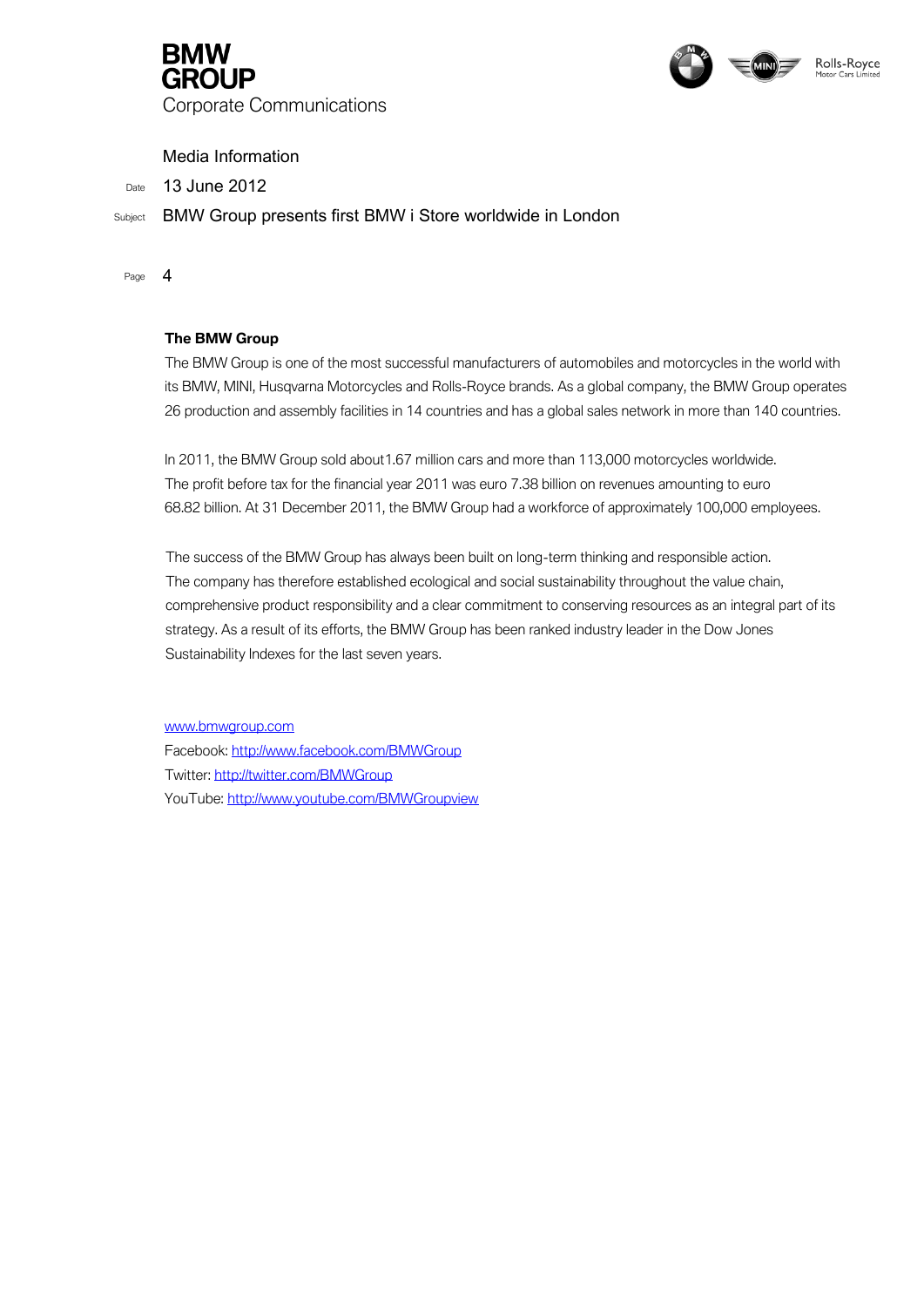### The BMW Group

The BMW Group is one of the most successful manufacturers of automobiles and motorcycles in the world with its BMW, MINI, Husqvarna Motorcycles and Rolls-Royce brands. As a global company, the BMW Group operates 26 production and assembly facilities in 14 countries and has a global sales network in more than 140 countries.

In 2011, the BMW Group sold about1.67 million cars and more than 113,000 motorcycles worldwide. The profit before tax for the financial year 2011 was euro 7.38 billion on revenues amounting to euro 68.82 billion. At 31 December 2011, the BMW Group had a workforce of approximately 100,000 employees.

The success of the BMW Group has always been built on long-term thinking and responsible action. The company has therefore established ecological and social sustainability throughout the value chain, comprehensive product responsibility and a clear commitment to conserving resources as an integral part of its strategy. As a result of its efforts, the BMW Group has been ranked industry leader in the Dow Jones Sustainability Indexes for the last seven years.

www.bmwgroup.com
Facebook: http://www.facebook.com/BMWGroup
Twitter: http://twitter.com/BMWGroup
YouTube: http://www.youtube.com/BMWGroupview